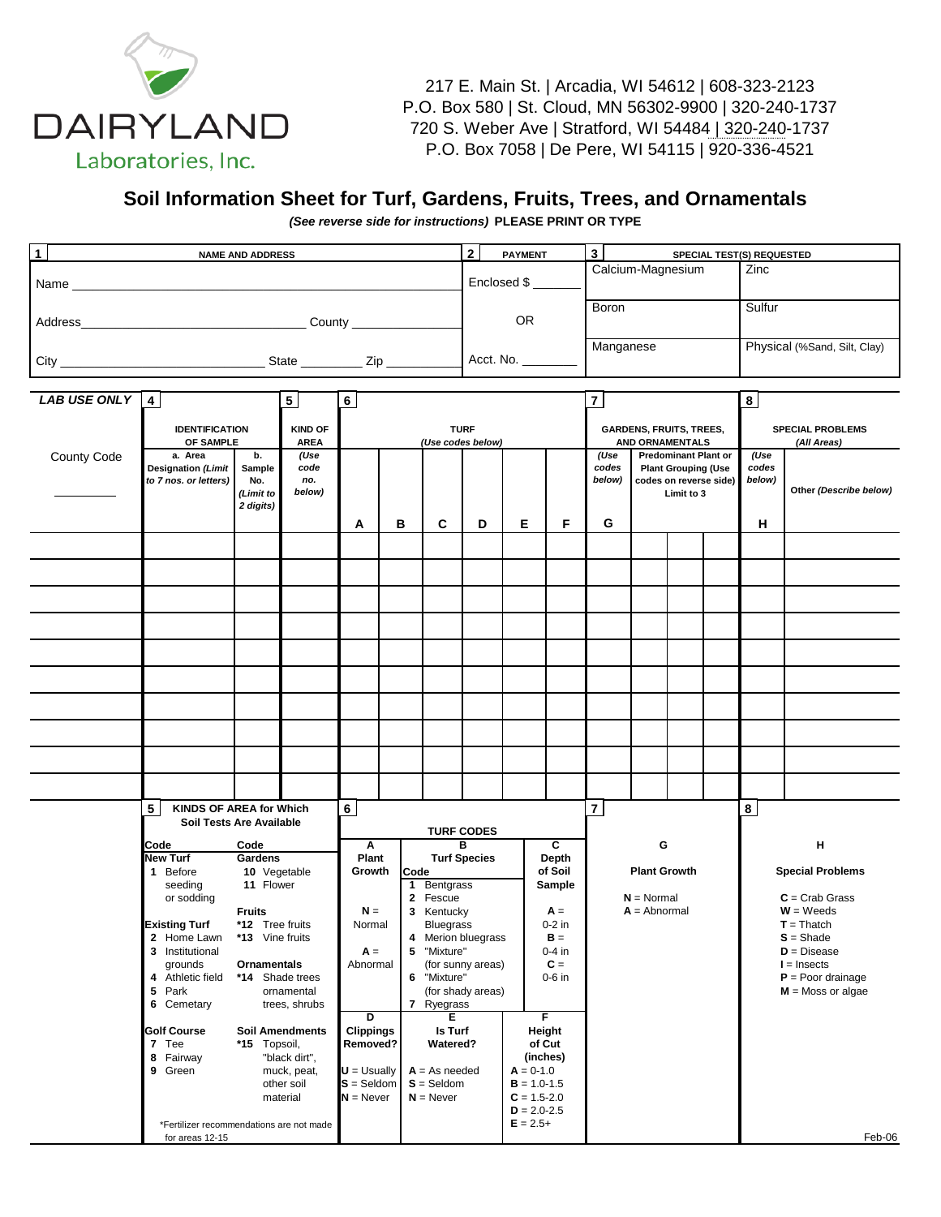**DAIRYLAND**
Laboratories, Inc.

217 E. Main St. | Arcadia, WI 54612 | 608-323-2123
P.O. Box 580 | St. Cloud, MN 56302-9900 | 320-240-1737
720 S. Weber Ave | Stratford, WI 54484 | 320-240-1737
P.O. Box 7058 | De Pere, WI 54115 | 920-336-4521

# Soil Information Sheet for Turf, Gardens, Fruits, Trees, and Ornamentals

***(See reverse side for instructions)*** **PLEASE PRINT OR TYPE**

| 1 NAME AND ADDRESS | 2 PAYMENT | 3 SPECIAL TEST(S) REQUESTED | |
|---|---|---|---|
| Name ______________________ | Enclosed $ _______ | Calcium-Magnesium | Zinc |
| Address ______________ County ________ | OR | Boron | Sulfur |
| City ____________ State ________ Zip ________ | Acct. No. ________ | Manganese | Physical (%Sand, Silt, Clay) |

| *LAB USE ONLY* | 4 IDENTIFICATION OF SAMPLE | | 5 KIND OF AREA | 6 TURF *(Use codes below)* | | | | | | 7 GARDENS, FRUITS, TREES, AND ORNAMENTALS | | | | 8 SPECIAL PROBLEMS *(All Areas)* | |
|---|---|---|---|---|---|---|---|---|---|---|---|---|---|---|---|
| County Code ________ | a. Area Designation *(Limit to 7 nos. or letters)* | b. Sample No. *(Limit to 2 digits)* | *(Use code no. below)* | A | B | C | D | E | F | G *(Use codes below)* | Predominant Plant or Plant Grouping (Use codes on reverse side) Limit to 3 | | | H *(Use codes below)* | Other *(Describe below)* |
| | | | | | | | | | | | | | | | |
| | | | | | | | | | | | | | | | |
| | | | | | | | | | | | | | | | |
| | | | | | | | | | | | | | | | |
| | | | | | | | | | | | | | | | |
| | | | | | | | | | | | | | | | |
| | | | | | | | | | | | | | | | |
| | | | | | | | | | | | | | | | |
| | | | | | | | | | | | | | | | |
| | | | | | | | | | | | | | | | |

## 5 KINDS OF AREA for Which Soil Tests Are Available

| Code | | Code | |
|---|---|---|---|
| **New Turf** | | **Gardens** | |
| 1 | Before seeding or sodding | 10 | Vegetable |
| | | 11 | Flower |
| **Existing Turf** | | **Fruits** | |
| 2 | Home Lawn | *12 | Tree fruits |
| 3 | Institutional grounds | *13 | Vine fruits |
| 4 | Athletic field | **Ornamentals** | |
| 5 | Park | *14 | Shade trees ornamental trees, shrubs |
| 6 | Cemetary | | |
| **Golf Course** | | **Soil Amendments** | |
| 7 | Tee | *15 | Topsoil, "black dirt", muck, peat, other soil material |
| 8 | Fairway | | |
| 9 | Green | | |

*Fertilizer recommendations are not made for areas 12-15

## 6 TURF CODES

**A — Plant Growth**
- N = Normal
- A = Abnormal

**B — Turf Species**
- 1 Bentgrass
- 2 Fescue
- 3 Kentucky Bluegrass
- 4 Merion bluegrass
- 5 "Mixture" (for sunny areas)
- 6 "Mixture" (for shady areas)
- 7 Ryegrass

**C — Depth of Soil Sample**
- A = 0-2 in
- B = 0-4 in
- C = 0-6 in

**D — Clippings Removed?**
- U = Usually
- S = Seldom
- N = Never

**E — Is Turf Watered?**
- A = As needed
- S = Seldom
- N = Never

**F — Height of Cut (inches)**
- A = 0-1.0
- B = 1.0-1.5
- C = 1.5-2.0
- D = 2.0-2.5
- E = 2.5+

## 7 G — Plant Growth

- N = Normal
- A = Abnormal

## 8 H — Special Problems

- C = Crab Grass
- W = Weeds
- T = Thatch
- S = Shade
- D = Disease
- I = Insects
- P = Poor drainage
- M = Moss or algae

Feb-06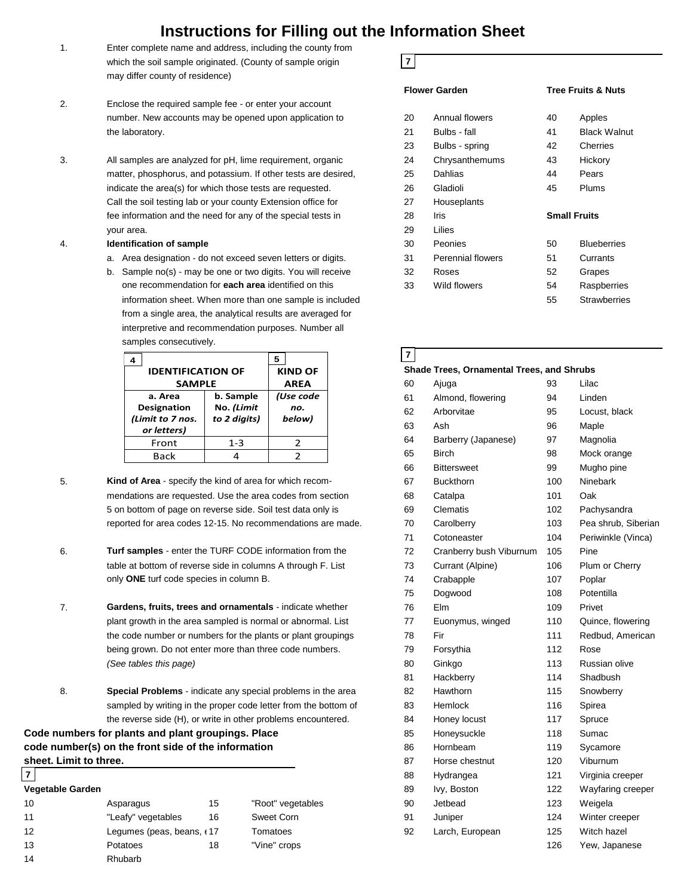# Instructions for Filling out the Information Sheet

1. Enter complete name and address, including the county from which the soil sample originated. (County of sample origin may differ county of residence)

2. Enclose the required sample fee - or enter your account number. New accounts may be opened upon application to the laboratory.

3. All samples are analyzed for pH, lime requirement, organic matter, phosphorus, and potassium. If other tests are desired, indicate the area(s) for which those tests are requested. Call the soil testing lab or your county Extension office for fee information and the need for any of the special tests in your area.

4. **Identification of sample**
   a. Area designation - do not exceed seven letters or digits.
   b. Sample no(s) - may be one or two digits. You will receive one recommendation for **each area** identified on this information sheet. When more than one sample is included from a single area, the analytical results are averaged for interpretive and recommendation purposes. Number all samples consecutively.

| 4 IDENTIFICATION OF SAMPLE | | 5 KIND OF AREA |
|---|---|---|
| a. Area Designation *(Limit to 7 nos. or letters)* | b. Sample No. *(Limit to 2 digits)* | *(Use code no. below)* |
| Front | 1-3 | 2 |
| Back | 4 | 2 |

5. **Kind of Area** - specify the kind of area for which recommendations are requested. Use the area codes from section 5 on bottom of page on reverse side. Soil test data only is reported for area codes 12-15. No recommendations are made.

6. **Turf samples** - enter the TURF CODE information from the table at bottom of reverse side in columns A through F. List only **ONE** turf code species in column B.

7. **Gardens, fruits, trees and ornamentals** - indicate whether plant growth in the area sampled is normal or abnormal. List the code number or numbers for the plants or plant groupings being grown. Do not enter more than three code numbers. *(See tables this page)*

8. **Special Problems** - indicate any special problems in the area sampled by writing in the proper code letter from the bottom of the reverse side (H), or write in other problems encountered.

**Code numbers for plants and plant groupings. Place code number(s) on the front side of the information sheet. Limit to three.**

**7**

**Vegetable Garden**

| | | | |
|---|---|---|---|
| 10 | Asparagus | 15 | "Root" vegetables |
| 11 | "Leafy" vegetables | 16 | Sweet Corn |
| 12 | Legumes (peas, beans, e | 17 | Tomatoes |
| 13 | Potatoes | 18 | "Vine" crops |
| 14 | Rhubarb | | |

**7**

| Flower Garden | | Tree Fruits & Nuts | |
|---|---|---|---|
| 20 | Annual flowers | 40 | Apples |
| 21 | Bulbs - fall | 41 | Black Walnut |
| 23 | Bulbs - spring | 42 | Cherries |
| 24 | Chrysanthemums | 43 | Hickory |
| 25 | Dahlias | 44 | Pears |
| 26 | Gladioli | 45 | Plums |
| 27 | Houseplants | | |
| 28 | Iris | | **Small Fruits** |
| 29 | Lilies | | |
| 30 | Peonies | 50 | Blueberries |
| 31 | Perennial flowers | 51 | Currants |
| 32 | Roses | 52 | Grapes |
| 33 | Wild flowers | 54 | Raspberries |
| | | 55 | Strawberries |

**7**

**Shade Trees, Ornamental Trees, and Shrubs**

| | | | |
|---|---|---|---|
| 60 | Ajuga | 93 | Lilac |
| 61 | Almond, flowering | 94 | Linden |
| 62 | Arborvitae | 95 | Locust, black |
| 63 | Ash | 96 | Maple |
| 64 | Barberry (Japanese) | 97 | Magnolia |
| 65 | Birch | 98 | Mock orange |
| 66 | Bittersweet | 99 | Mugho pine |
| 67 | Buckthorn | 100 | Ninebark |
| 68 | Catalpa | 101 | Oak |
| 69 | Clematis | 102 | Pachysandra |
| 70 | Carolberry | 103 | Pea shrub, Siberian |
| 71 | Cotoneaster | 104 | Periwinkle (Vinca) |
| 72 | Cranberry bush Viburnum | 105 | Pine |
| 73 | Currant (Alpine) | 106 | Plum or Cherry |
| 74 | Crabapple | 107 | Poplar |
| 75 | Dogwood | 108 | Potentilla |
| 76 | Elm | 109 | Privet |
| 77 | Euonymus, winged | 110 | Quince, flowering |
| 78 | Fir | 111 | Redbud, American |
| 79 | Forsythia | 112 | Rose |
| 80 | Ginkgo | 113 | Russian olive |
| 81 | Hackberry | 114 | Shadbush |
| 82 | Hawthorn | 115 | Snowberry |
| 83 | Hemlock | 116 | Spirea |
| 84 | Honey locust | 117 | Spruce |
| 85 | Honeysuckle | 118 | Sumac |
| 86 | Hornbeam | 119 | Sycamore |
| 87 | Horse chestnut | 120 | Viburnum |
| 88 | Hydrangea | 121 | Virginia creeper |
| 89 | Ivy, Boston | 122 | Wayfaring creeper |
| 90 | Jetbead | 123 | Weigela |
| 91 | Juniper | 124 | Winter creeper |
| 92 | Larch, European | 125 | Witch hazel |
| | | 126 | Yew, Japanese |